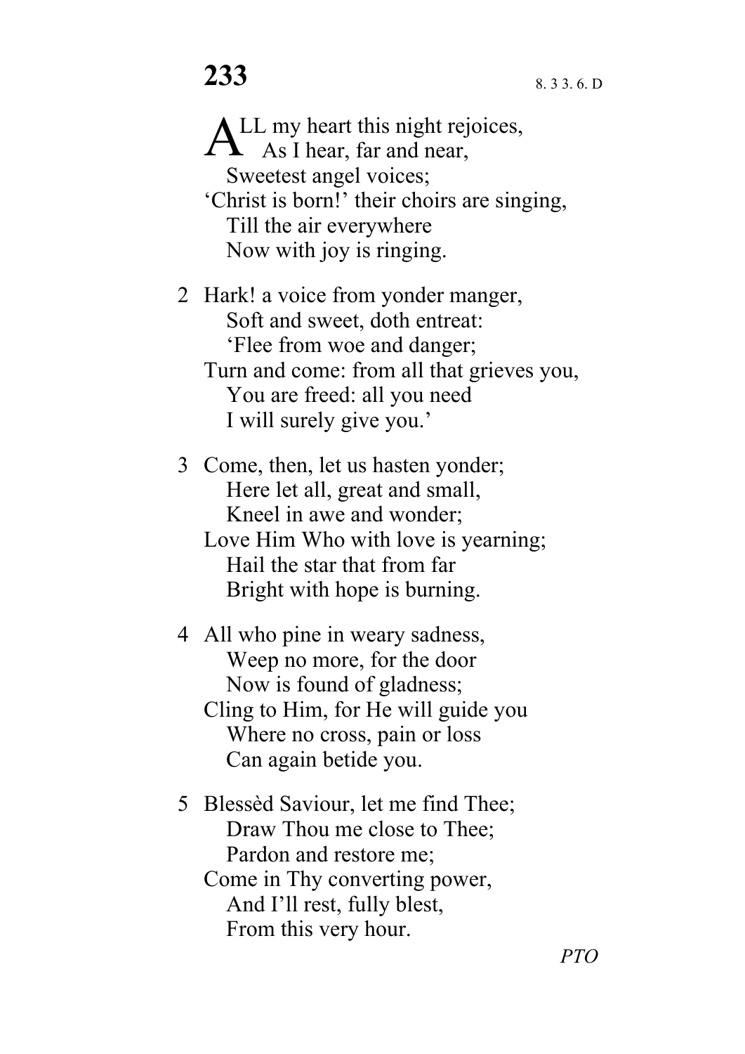# 233

8. 3 3. 6. D

ALL my heart this night rejoices,
As I hear, far and near,
Sweetest angel voices;
'Christ is born!' their choirs are singing,
Till the air everywhere
Now with joy is ringing.

2 Hark! a voice from yonder manger,
Soft and sweet, doth entreat:
'Flee from woe and danger;
Turn and come: from all that grieves you,
You are freed: all you need
I will surely give you.'

3 Come, then, let us hasten yonder;
Here let all, great and small,
Kneel in awe and wonder;
Love Him Who with love is yearning;
Hail the star that from far
Bright with hope is burning.

4 All who pine in weary sadness,
Weep no more, for the door
Now is found of gladness;
Cling to Him, for He will guide you
Where no cross, pain or loss
Can again betide you.

5 Blessèd Saviour, let me find Thee;
Draw Thou me close to Thee;
Pardon and restore me;
Come in Thy converting power,
And I'll rest, fully blest,
From this very hour.

*PTO*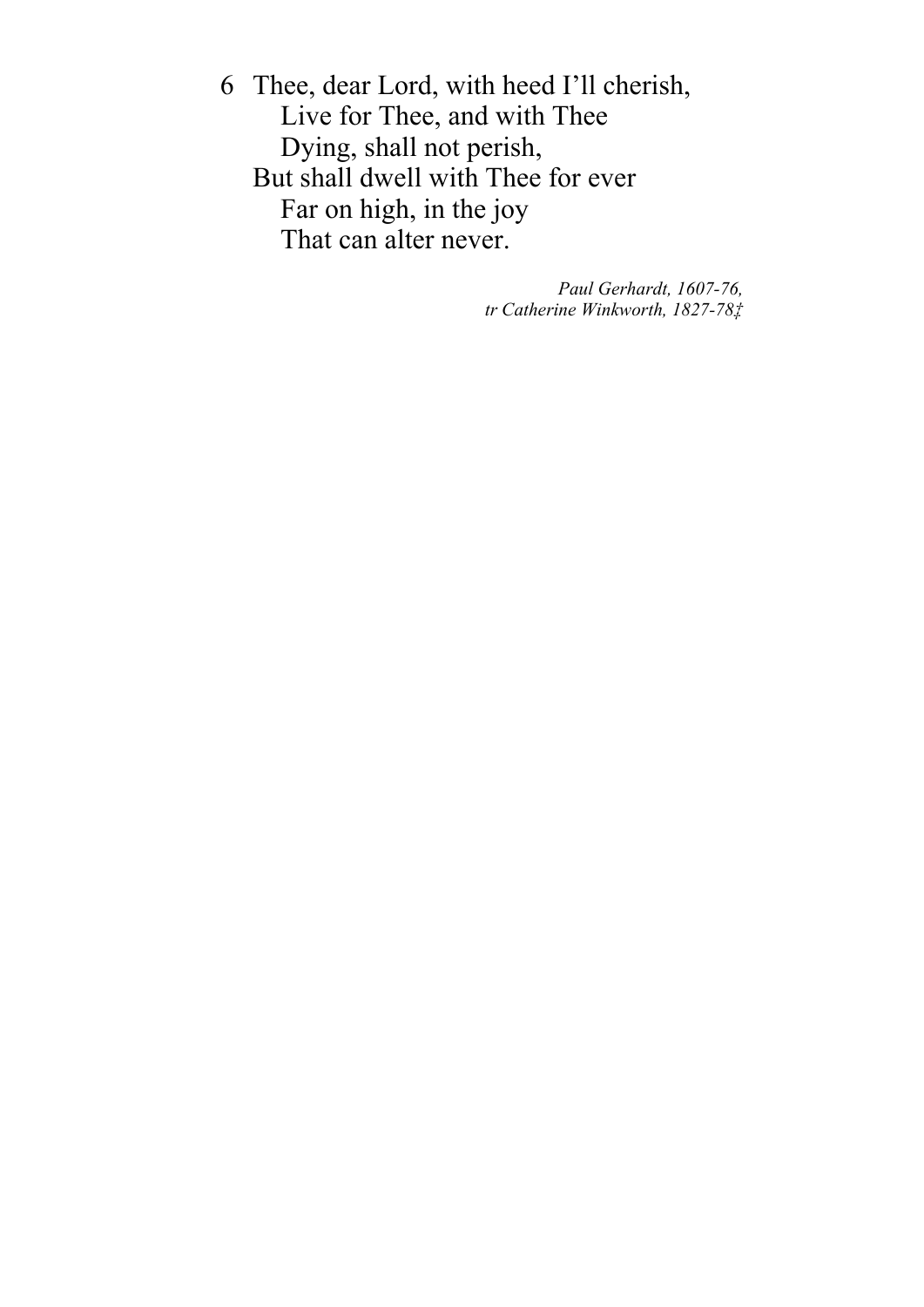6 Thee, dear Lord, with heed I'll cherish,
  Live for Thee, and with Thee
  Dying, shall not perish,
But shall dwell with Thee for ever
  Far on high, in the joy
  That can alter never.

*Paul Gerhardt, 1607-76,*
*tr Catherine Winkworth, 1827-78‡*